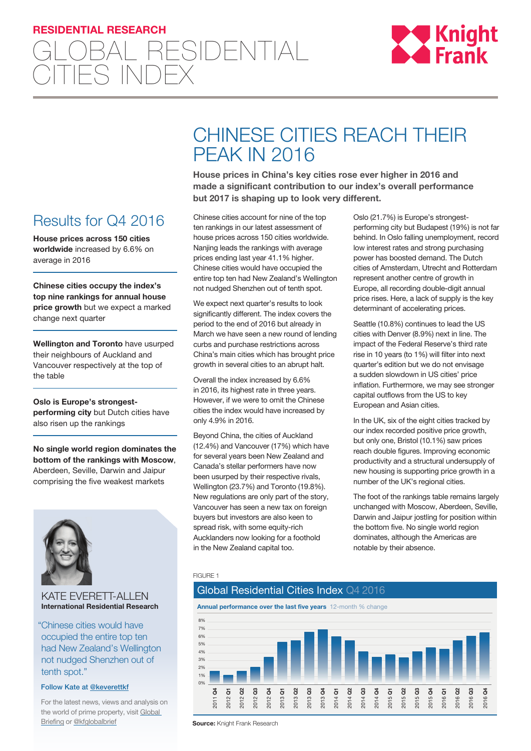RESIDENTIAL RESEARCH

# GLOBAL RESIDENTIAL CITIES INDEX

## Results for Q4 2016

**House prices across 150 cities worldwide** increased by 6.6% on average in 2016

**Chinese cities occupy the index's top nine rankings for annual house price growth** but we expect a marked change next quarter

**Wellington and Toronto** have usurped their neighbours of Auckland and Vancouver respectively at the top of the table

**Oslo is Europe's strongest-performing city** but Dutch cities have also risen up the rankings

**No single world region dominates the bottom of the rankings with Moscow**, Aberdeen, Seville, Darwin and Jaipur comprising the five weakest markets

KATE EVERETT-ALLEN
**International Residential Research**

"Chinese cities would have occupied the entire top ten had New Zealand's Wellington not nudged Shenzhen out of tenth spot."

Follow Kate at @keverettkf

For the latest news, views and analysis on the world of prime property, visit Global Briefing or @kfglobalbrief

# CHINESE CITIES REACH THEIR PEAK IN 2016

**House prices in China's key cities rose ever higher in 2016 and made a significant contribution to our index's overall performance but 2017 is shaping up to look very different.**

Chinese cities account for nine of the top ten rankings in our latest assessment of house prices across 150 cities worldwide. Nanjing leads the rankings with average prices ending last year 41.1% higher. Chinese cities would have occupied the entire top ten had New Zealand's Wellington not nudged Shenzhen out of tenth spot.

We expect next quarter's results to look significantly different. The index covers the period to the end of 2016 but already in March we have seen a new round of lending curbs and purchase restrictions across China's main cities which has brought price growth in several cities to an abrupt halt.

Overall the index increased by 6.6% in 2016, its highest rate in three years. However, if we were to omit the Chinese cities the index would have increased by only 4.9% in 2016.

Beyond China, the cities of Auckland (12.4%) and Vancouver (17%) which have for several years been New Zealand and Canada's stellar performers have now been usurped by their respective rivals, Wellington (23.7%) and Toronto (19.8%). New regulations are only part of the story, Vancouver has seen a new tax on foreign buyers but investors are also keen to spread risk, with some equity-rich Aucklanders now looking for a foothold in the New Zealand capital too.

Oslo (21.7%) is Europe's strongest-performing city but Budapest (19%) is not far behind. In Oslo falling unemployment, record low interest rates and strong purchasing power has boosted demand. The Dutch cities of Amsterdam, Utrecht and Rotterdam represent another centre of growth in Europe, all recording double-digit annual price rises. Here, a lack of supply is the key determinant of accelerating prices.

Seattle (10.8%) continues to lead the US cities with Denver (8.9%) next in line. The impact of the Federal Reserve's third rate rise in 10 years (to 1%) will filter into next quarter's edition but we do not envisage a sudden slowdown in US cities' price inflation. Furthermore, we may see stronger capital outflows from the US to key European and Asian cities.

In the UK, six of the eight cities tracked by our index recorded positive price growth, but only one, Bristol (10.1%) saw prices reach double figures. Improving economic productivity and a structural undersupply of new housing is supporting price growth in a number of the UK's regional cities.

The foot of the rankings table remains largely unchanged with Moscow, Aberdeen, Seville, Darwin and Jaipur jostling for position within the bottom five. No single world region dominates, although the Americas are notable by their absence.

FIGURE 1

**Global Residential Cities Index Q4 2016**

**Annual performance over the last five years** 12-month % change

**Source:** Knight Frank Research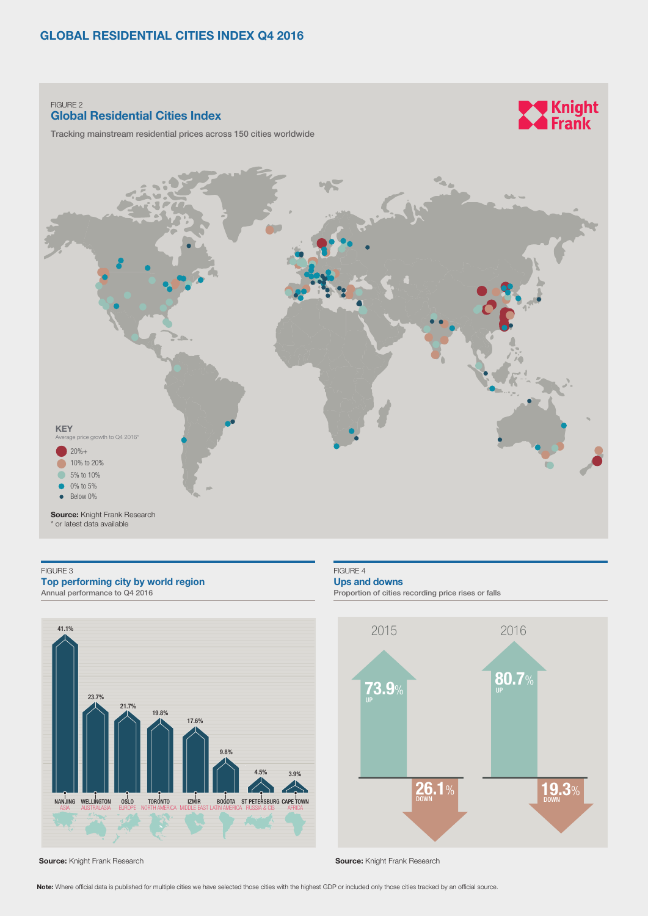# GLOBAL RESIDENTIAL CITIES INDEX Q4 2016

FIGURE 2

## Global Residential Cities Index

Tracking mainstream residential prices across 150 cities worldwide

**KEY**

Average price growth to Q4 2016*

- 20%+
- 10% to 20%
- 5% to 10%
- 0% to 5%
- Below 0%

**Source:** Knight Frank Research

\* or latest data available

FIGURE 3

## Top performing city by world region

Annual performance to Q4 2016

| City | Region | Annual performance |
|---|---|---|
| NANJING | ASIA | 41.1% |
| WELLINGTON | AUSTRALASIA | 23.7% |
| OSLO | EUROPE | 21.7% |
| TORONTO | NORTH AMERICA | 19.8% |
| IZMIR | MIDDLE EAST | 17.6% |
| BOGOTA | LATIN AMERICA | 9.8% |
| ST PETERSBURG | RUSSIA & CIS | 4.5% |
| CAPE TOWN | AFRICA | 3.9% |

**Source:** Knight Frank Research

FIGURE 4

## Ups and downs

Proportion of cities recording price rises or falls

| | 2015 | 2016 |
|---|---|---|
| UP | 73.9% | 80.7% |
| DOWN | 26.1% | 19.3% |

**Source:** Knight Frank Research

**Note:** Where official data is published for multiple cities we have selected those cities with the highest GDP or included only those cities tracked by an official source.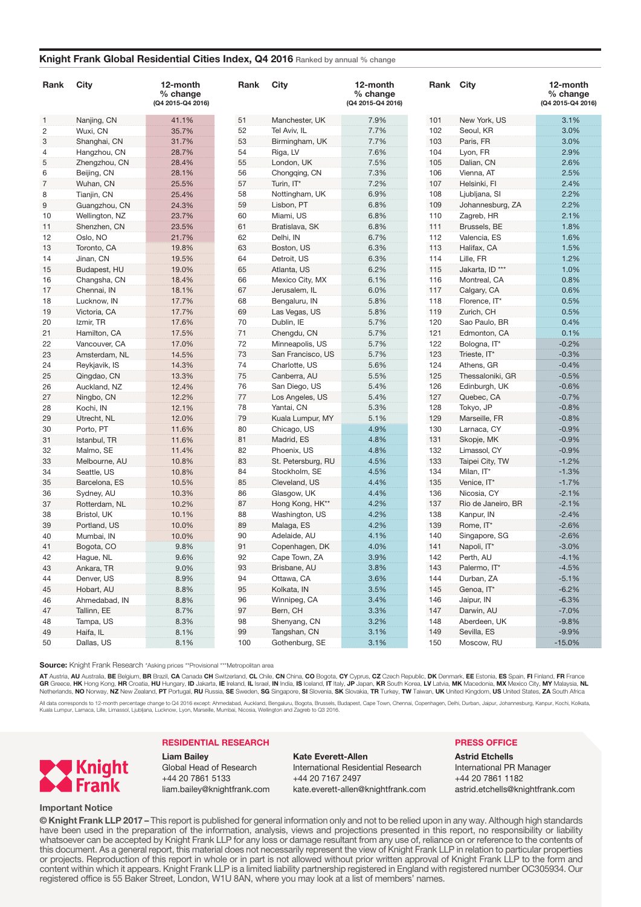## Knight Frank Global Residential Cities Index, Q4 2016 Ranked by annual % change

| Rank | City | 12-month % change (Q4 2015-Q4 2016) | Rank | City | 12-month % change (Q4 2015-Q4 2016) | Rank | City | 12-month % change (Q4 2015-Q4 2016) |
|---|---|---|---|---|---|---|---|---|
| 1 | Nanjing, CN | 41.1% | 51 | Manchester, UK | 7.9% | 101 | New York, US | 3.1% |
| 2 | Wuxi, CN | 35.7% | 52 | Tel Aviv, IL | 7.7% | 102 | Seoul, KR | 3.0% |
| 3 | Shanghai, CN | 31.7% | 53 | Birmingham, UK | 7.7% | 103 | Paris, FR | 3.0% |
| 4 | Hangzhou, CN | 28.7% | 54 | Riga, LV | 7.6% | 104 | Lyon, FR | 2.9% |
| 5 | Zhengzhou, CN | 28.4% | 55 | London, UK | 7.5% | 105 | Dalian, CN | 2.6% |
| 6 | Beijing, CN | 28.1% | 56 | Chongqing, CN | 7.3% | 106 | Vienna, AT | 2.5% |
| 7 | Wuhan, CN | 25.5% | 57 | Turin, IT* | 7.2% | 107 | Helsinki, FI | 2.4% |
| 8 | Tianjin, CN | 25.4% | 58 | Nottingham, UK | 6.9% | 108 | Ljubljana, SI | 2.2% |
| 9 | Guangzhou, CN | 24.3% | 59 | Lisbon, PT | 6.8% | 109 | Johannesburg, ZA | 2.2% |
| 10 | Wellington, NZ | 23.7% | 60 | Miami, US | 6.8% | 110 | Zagreb, HR | 2.1% |
| 11 | Shenzhen, CN | 23.5% | 61 | Bratislava, SK | 6.8% | 111 | Brussels, BE | 1.8% |
| 12 | Oslo, NO | 21.7% | 62 | Delhi, IN | 6.7% | 112 | Valencia, ES | 1.6% |
| 13 | Toronto, CA | 19.8% | 63 | Boston, US | 6.3% | 113 | Halifax, CA | 1.5% |
| 14 | Jinan, CN | 19.5% | 64 | Detroit, US | 6.3% | 114 | Lille, FR | 1.2% |
| 15 | Budapest, HU | 19.0% | 65 | Atlanta, US | 6.2% | 115 | Jakarta, ID *** | 1.0% |
| 16 | Changsha, CN | 18.4% | 66 | Mexico City, MX | 6.1% | 116 | Montreal, CA | 0.8% |
| 17 | Chennai, IN | 18.1% | 67 | Jerusalem, IL | 6.0% | 117 | Calgary, CA | 0.6% |
| 18 | Lucknow, IN | 17.7% | 68 | Bengaluru, IN | 5.8% | 118 | Florence, IT* | 0.5% |
| 19 | Victoria, CA | 17.7% | 69 | Las Vegas, US | 5.8% | 119 | Zurich, CH | 0.5% |
| 20 | Izmir, TR | 17.6% | 70 | Dublin, IE | 5.7% | 120 | Sao Paulo, BR | 0.4% |
| 21 | Hamilton, CA | 17.5% | 71 | Chengdu, CN | 5.7% | 121 | Edmonton, CA | 0.1% |
| 22 | Vancouver, CA | 17.0% | 72 | Minneapolis, US | 5.7% | 122 | Bologna, IT* | -0.2% |
| 23 | Amsterdam, NL | 14.5% | 73 | San Francisco, US | 5.7% | 123 | Trieste, IT* | -0.3% |
| 24 | Reykjavik, IS | 14.3% | 74 | Charlotte, US | 5.6% | 124 | Athens, GR | -0.4% |
| 25 | Qingdao, CN | 13.3% | 75 | Canberra, AU | 5.5% | 125 | Thessaloniki, GR | -0.5% |
| 26 | Auckland, NZ | 12.4% | 76 | San Diego, US | 5.4% | 126 | Edinburgh, UK | -0.6% |
| 27 | Ningbo, CN | 12.2% | 77 | Los Angeles, US | 5.4% | 127 | Quebec, CA | -0.7% |
| 28 | Kochi, IN | 12.1% | 78 | Yantai, CN | 5.3% | 128 | Tokyo, JP | -0.8% |
| 29 | Utrecht, NL | 12.0% | 79 | Kuala Lumpur, MY | 5.1% | 129 | Marseille, FR | -0.8% |
| 30 | Porto, PT | 11.6% | 80 | Chicago, US | 4.9% | 130 | Larnaca, CY | -0.9% |
| 31 | Istanbul, TR | 11.6% | 81 | Madrid, ES | 4.8% | 131 | Skopje, MK | -0.9% |
| 32 | Malmo, SE | 11.4% | 82 | Phoenix, US | 4.8% | 132 | Limassol, CY | -0.9% |
| 33 | Melbourne, AU | 10.8% | 83 | St. Petersburg, RU | 4.5% | 133 | Taipei City, TW | -1.2% |
| 34 | Seattle, US | 10.8% | 84 | Stockholm, SE | 4.5% | 134 | Milan, IT* | -1.3% |
| 35 | Barcelona, ES | 10.5% | 85 | Cleveland, US | 4.4% | 135 | Venice, IT* | -1.7% |
| 36 | Sydney, AU | 10.3% | 86 | Glasgow, UK | 4.4% | 136 | Nicosia, CY | -2.1% |
| 37 | Rotterdam, NL | 10.2% | 87 | Hong Kong, HK** | 4.2% | 137 | Rio de Janeiro, BR | -2.1% |
| 38 | Bristol, UK | 10.1% | 88 | Washington, US | 4.2% | 138 | Kanpur, IN | -2.4% |
| 39 | Portland, US | 10.0% | 89 | Malaga, ES | 4.2% | 139 | Rome, IT* | -2.6% |
| 40 | Mumbai, IN | 10.0% | 90 | Adelaide, AU | 4.1% | 140 | Singapore, SG | -2.6% |
| 41 | Bogota, CO | 9.8% | 91 | Copenhagen, DK | 4.0% | 141 | Napoli, IT* | -3.0% |
| 42 | Hague, NL | 9.6% | 92 | Cape Town, ZA | 3.9% | 142 | Perth, AU | -4.1% |
| 43 | Ankara, TR | 9.0% | 93 | Brisbane, AU | 3.8% | 143 | Palermo, IT* | -4.5% |
| 44 | Denver, US | 8.9% | 94 | Ottawa, CA | 3.6% | 144 | Durban, ZA | -5.1% |
| 45 | Hobart, AU | 8.8% | 95 | Kolkata, IN | 3.5% | 145 | Genoa, IT* | -6.2% |
| 46 | Ahmedabad, IN | 8.8% | 96 | Winnipeg, CA | 3.4% | 146 | Jaipur, IN | -6.3% |
| 47 | Tallinn, EE | 8.7% | 97 | Bern, CH | 3.3% | 147 | Darwin, AU | -7.0% |
| 48 | Tampa, US | 8.3% | 98 | Shenyang, CN | 3.2% | 148 | Aberdeen, UK | -9.8% |
| 49 | Haifa, IL | 8.1% | 99 | Tangshan, CN | 3.1% | 149 | Sevilla, ES | -9.9% |
| 50 | Dallas, US | 8.1% | 100 | Gothenburg, SE | 3.1% | 150 | Moscow, RU | -15.0% |

**Source:** Knight Frank Research *Asking prices **Provisional ***Metropolitan area

**AT** Austria, **AU** Australia, **BE** Belgium, **BR** Brazil, **CA** Canada **CH** Switzerland, **CL** Chile, **CN** China, **CO** Bogota, **CY** Cyprus, **CZ** Czech Republic, **DK** Denmark, **EE** Estonia, **ES** Spain, **FI** Finland, **FR** France **GR** Greece, **HK** Hong Kong, **HR** Croatia, **HU** Hungary, **ID** Jakarta, **IE** Ireland, **IL** Israel, **IN** India, **IS** Iceland, **IT** Italy, **JP** Japan, **KR** South Korea, **LV** Latvia, **MK** Macedonia, **MX** Mexico City, **MY** Malaysia, **NL** Netherlands, **NO** Norway, **NZ** New Zealand, **PT** Portugal, **RU** Russia, **SE** Sweden, **SG** Singapore, **SI** Slovenia, **SK** Slovakia, **TR** Turkey, **TW** Taiwan, **UK** United Kingdom, **US** United States, **ZA** South Africa

All data corresponds to 12-month percentage change to Q4 2016 except: Ahmedabad, Auckland, Bengaluru, Bogota, Brussels, Budapest, Cape Town, Chennai, Copenhagen, Delhi, Durban, Jaipur, Johannesburg, Kanpur, Kochi, Kolkata, Kuala Lumpur, Larnaca, Lille, Limassol, Ljubljana, Lucknow, Lyon, Marseille, Mumbai, Nicosia, Wellington and Zagreb to Q3 2016.

Knight Frank

### RESIDENTIAL RESEARCH

**Liam Bailey**
Global Head of Research
+44 20 7861 5133
liam.bailey@knightfrank.com

**Kate Everett-Allen**
International Residential Research
+44 20 7167 2497
kate.everett-allen@knightfrank.com

### PRESS OFFICE

**Astrid Etchells**
International PR Manager
+44 20 7861 1182
astrid.etchells@knightfrank.com

### Important Notice

**© Knight Frank LLP 2017 –** This report is published for general information only and not to be relied upon in any way. Although high standards have been used in the preparation of the information, analysis, views and projections presented in this report, no responsibility or liability whatsoever can be accepted by Knight Frank LLP for any loss or damage resultant from any use of, reliance on or reference to the contents of this document. As a general report, this material does not necessarily represent the view of Knight Frank LLP in relation to particular properties or projects. Reproduction of this report in whole or in part is not allowed without prior written approval of Knight Frank LLP to the form and content within which it appears. Knight Frank LLP is a limited liability partnership registered in England with registered number OC305934. Our registered office is 55 Baker Street, London, W1U 8AN, where you may look at a list of members' names.